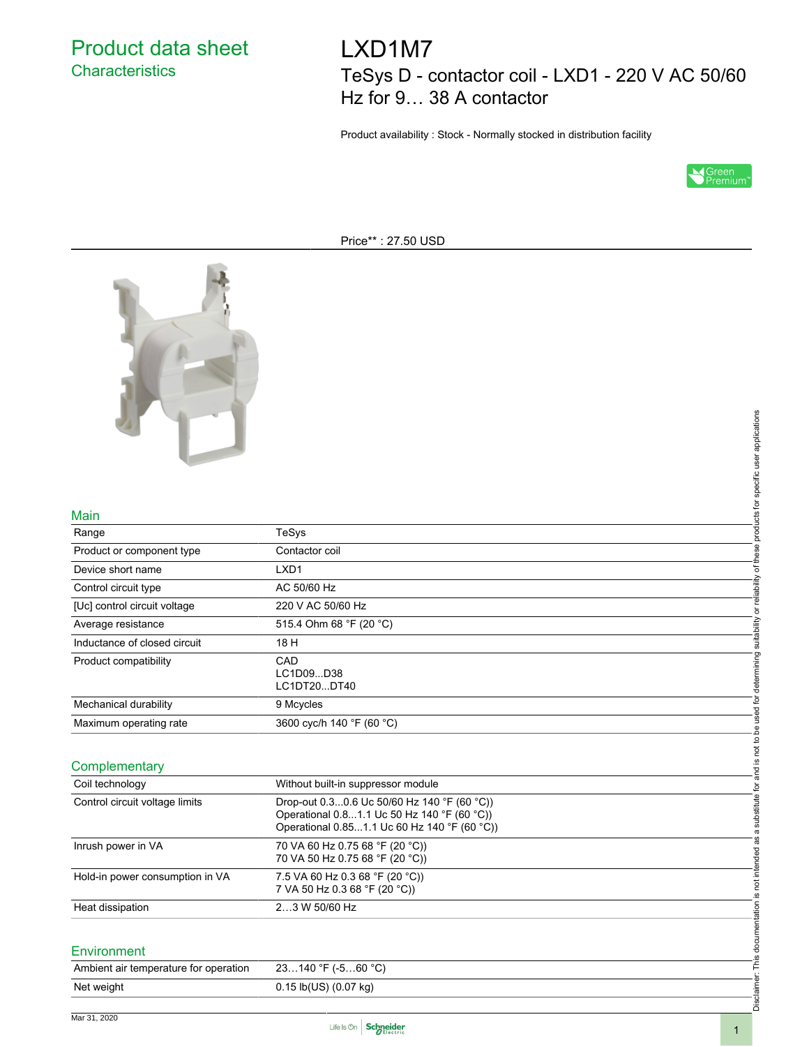# Product data sheet

## Characteristics

# LXD1M7

## TeSys D - contactor coil - LXD1 - 220 V AC 50/60 Hz for 9… 38 A contactor

Product availability : Stock - Normally stocked in distribution facility

Price** : 27.50 USD

### Main

| | |
|---|---|
| Range | TeSys |
| Product or component type | Contactor coil |
| Device short name | LXD1 |
| Control circuit type | AC 50/60 Hz |
| [Uc] control circuit voltage | 220 V AC 50/60 Hz |
| Average resistance | 515.4 Ohm 68 °F (20 °C) |
| Inductance of closed circuit | 18 H |
| Product compatibility | CAD<br>LC1D09...D38<br>LC1DT20...DT40 |
| Mechanical durability | 9 Mcycles |
| Maximum operating rate | 3600 cyc/h 140 °F (60 °C) |

### Complementary

| | |
|---|---|
| Coil technology | Without built-in suppressor module |
| Control circuit voltage limits | Drop-out 0.3...0.6 Uc 50/60 Hz 140 °F (60 °C))<br>Operational 0.8...1.1 Uc 50 Hz 140 °F (60 °C))<br>Operational 0.85...1.1 Uc 60 Hz 140 °F (60 °C)) |
| Inrush power in VA | 70 VA 60 Hz 0.75 68 °F (20 °C))<br>70 VA 50 Hz 0.75 68 °F (20 °C)) |
| Hold-in power consumption in VA | 7.5 VA 60 Hz 0.3 68 °F (20 °C))<br>7 VA 50 Hz 0.3 68 °F (20 °C)) |
| Heat dissipation | 2…3 W 50/60 Hz |

### Environment

| | |
|---|---|
| Ambient air temperature for operation | 23…140 °F (-5…60 °C) |
| Net weight | 0.15 lb(US) (0.07 kg) |

Disclaimer: This documentation is not intended as a substitute for and is not to be used for determining suitability or reliability of these products for specific user applications

Mar 31, 2020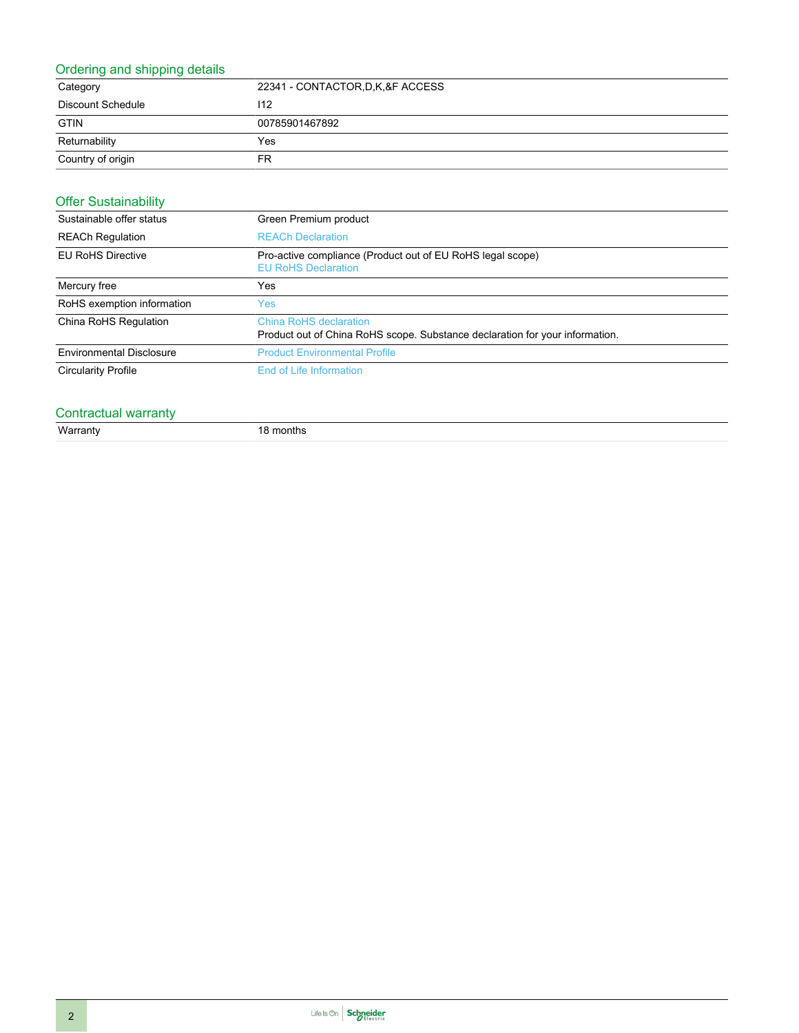## Ordering and shipping details

| | |
|---|---|
| Category | 22341 - CONTACTOR,D,K,&F ACCESS |
| Discount Schedule | I12 |
| GTIN | 00785901467892 |
| Returnability | Yes |
| Country of origin | FR |

## Offer Sustainability

| | |
|---|---|
| Sustainable offer status | Green Premium product |
| REACh Regulation | REACh Declaration |
| EU RoHS Directive | Pro-active compliance (Product out of EU RoHS legal scope)<br>EU RoHS Declaration |
| Mercury free | Yes |
| RoHS exemption information | Yes |
| China RoHS Regulation | China RoHS declaration<br>Product out of China RoHS scope. Substance declaration for your information. |
| Environmental Disclosure | Product Environmental Profile |
| Circularity Profile | End of Life Information |

## Contractual warranty

| | |
|---|---|
| Warranty | 18 months |